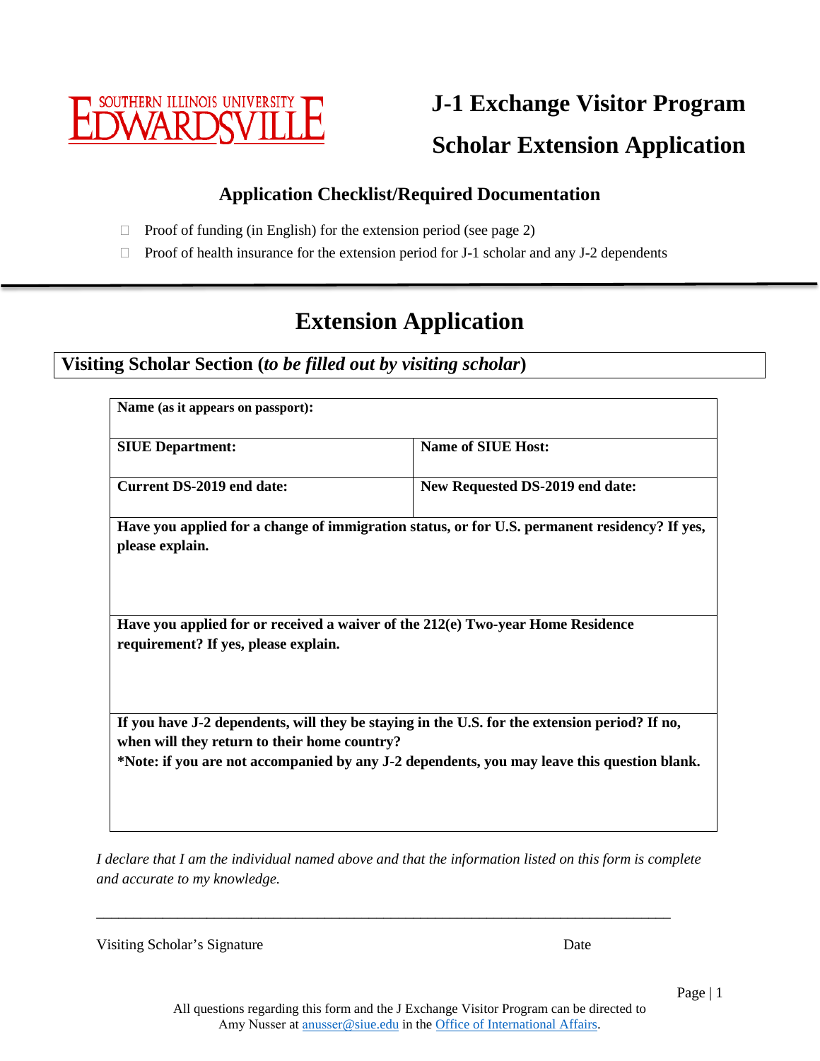SOUTHERN ILLINOIS UNIVERSITY EDWARDSVILLE

# J-1 Exchange Visitor Program

# Scholar Extension Application

### Application Checklist/Required Documentation

- ☐ Proof of funding (in English) for the extension period (see page 2)
- ☐ Proof of health insurance for the extension period for J-1 scholar and any J-2 dependents

---

## Extension Application

### Visiting Scholar Section (*to be filled out by visiting scholar*)

| **Name** (as it appears on passport): | |
|---|---|
| **SIUE Department:** | **Name of SIUE Host:** |
| **Current DS-2019 end date:** | **New Requested DS-2019 end date:** |
| **Have you applied for a change of immigration status, or for U.S. permanent residency? If yes, please explain.** | |
| **Have you applied for or received a waiver of the 212(e) Two-year Home Residence requirement? If yes, please explain.** | |
| **If you have J-2 dependents, will they be staying in the U.S. for the extension period? If no, when will they return to their home country?** **\*Note: if you are not accompanied by any J-2 dependents, you may leave this question blank.** | |

*I declare that I am the individual named above and that the information listed on this form is complete and accurate to my knowledge.*

\_\_\_\_\_\_\_\_\_\_\_\_\_\_\_\_\_\_\_\_\_\_\_\_\_\_\_\_\_\_\_\_\_\_\_\_\_\_\_\_\_\_\_\_\_\_\_\_\_\_\_\_\_\_\_\_\_\_\_\_\_\_\_\_\_\_\_\_\_\_\_\_\_\_\_\_

Visiting Scholar's Signature                                                            Date

All questions regarding this form and the J Exchange Visitor Program can be directed to Amy Nusser at anusser@siue.edu in the Office of International Affairs.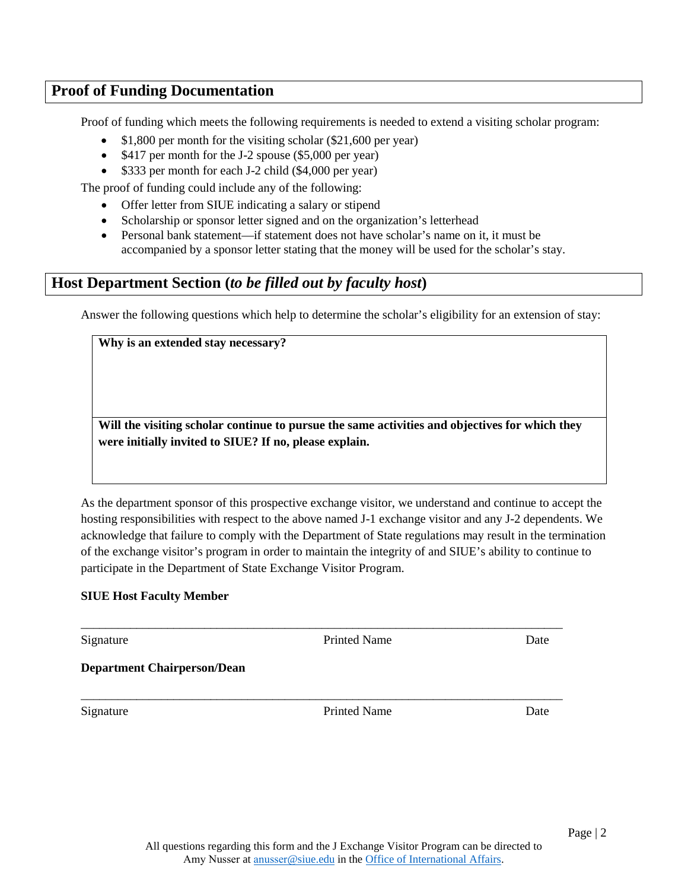## Proof of Funding Documentation

Proof of funding which meets the following requirements is needed to extend a visiting scholar program:

- $1,800 per month for the visiting scholar ($21,600 per year)
- $417 per month for the J-2 spouse ($5,000 per year)
- $333 per month for each J-2 child ($4,000 per year)

The proof of funding could include any of the following:

- Offer letter from SIUE indicating a salary or stipend
- Scholarship or sponsor letter signed and on the organization's letterhead
- Personal bank statement—if statement does not have scholar's name on it, it must be accompanied by a sponsor letter stating that the money will be used for the scholar's stay.

## Host Department Section (*to be filled out by faculty host*)

Answer the following questions which help to determine the scholar's eligibility for an extension of stay:

| |
|---|
| **Why is an extended stay necessary?** |
| **Will the visiting scholar continue to pursue the same activities and objectives for which they were initially invited to SIUE? If no, please explain.** |

As the department sponsor of this prospective exchange visitor, we understand and continue to accept the hosting responsibilities with respect to the above named J-1 exchange visitor and any J-2 dependents. We acknowledge that failure to comply with the Department of State regulations may result in the termination of the exchange visitor's program in order to maintain the integrity of and SIUE's ability to continue to participate in the Department of State Exchange Visitor Program.

**SIUE Host Faculty Member**

\_\_\_\_\_\_\_\_\_\_\_\_\_\_\_\_\_\_\_\_\_\_\_\_\_\_\_\_\_\_\_\_\_\_\_\_\_\_\_\_\_\_\_\_\_\_\_\_\_\_\_\_\_\_\_\_\_\_\_\_\_\_\_\_\_\_\_\_\_\_\_\_\_\_

Signature Printed Name Date

**Department Chairperson/Dean**

\_\_\_\_\_\_\_\_\_\_\_\_\_\_\_\_\_\_\_\_\_\_\_\_\_\_\_\_\_\_\_\_\_\_\_\_\_\_\_\_\_\_\_\_\_\_\_\_\_\_\_\_\_\_\_\_\_\_\_\_\_\_\_\_\_\_\_\_\_\_\_\_\_\_

Signature Printed Name Date

All questions regarding this form and the J Exchange Visitor Program can be directed to Amy Nusser at anusser@siue.edu in the Office of International Affairs.